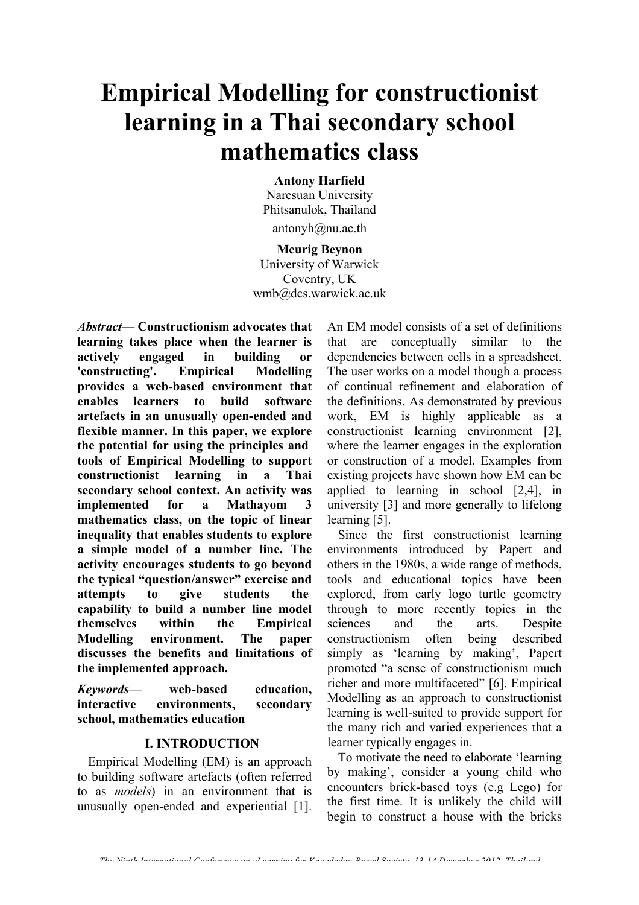# Empirical Modelling for constructionist learning in a Thai secondary school mathematics class

**Antony Harfield**
Naresuan University
Phitsanulok, Thailand
antonyh@nu.ac.th

**Meurig Beynon**
University of Warwick
Coventry, UK
wmb@dcs.warwick.ac.uk

***Abstract*— Constructionism advocates that learning takes place when the learner is actively engaged in building or 'constructing'. Empirical Modelling provides a web-based environment that enables learners to build software artefacts in an unusually open-ended and flexible manner. In this paper, we explore the potential for using the principles and tools of Empirical Modelling to support constructionist learning in a Thai secondary school context. An activity was implemented for a Mathayom 3 mathematics class, on the topic of linear inequality that enables students to explore a simple model of a number line. The activity encourages students to go beyond the typical "question/answer" exercise and attempts to give students the capability to build a number line model themselves within the Empirical Modelling environment. The paper discusses the benefits and limitations of the implemented approach.**

***Keywords*— web-based education, interactive environments, secondary school, mathematics education**

## I. INTRODUCTION

Empirical Modelling (EM) is an approach to building software artefacts (often referred to as *models*) in an environment that is unusually open-ended and experiential [1]. An EM model consists of a set of definitions that are conceptually similar to the dependencies between cells in a spreadsheet. The user works on a model though a process of continual refinement and elaboration of the definitions. As demonstrated by previous work, EM is highly applicable as a constructionist learning environment [2], where the learner engages in the exploration or construction of a model. Examples from existing projects have shown how EM can be applied to learning in school [2,4], in university [3] and more generally to lifelong learning [5].

Since the first constructionist learning environments introduced by Papert and others in the 1980s, a wide range of methods, tools and educational topics have been explored, from early logo turtle geometry through to more recently topics in the sciences and the arts. Despite constructionism often being described simply as 'learning by making', Papert promoted "a sense of constructionism much richer and more multifaceted" [6]. Empirical Modelling as an approach to constructionist learning is well-suited to provide support for the many rich and varied experiences that a learner typically engages in.

To motivate the need to elaborate 'learning by making', consider a young child who encounters brick-based toys (e.g Lego) for the first time. It is unlikely the child will begin to construct a house with the bricks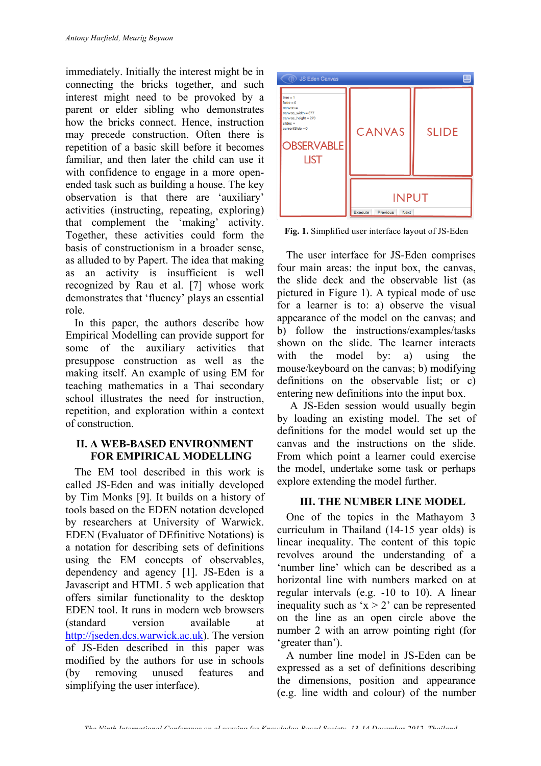immediately. Initially the interest might be in connecting the bricks together, and such interest might need to be provoked by a parent or elder sibling who demonstrates how the bricks connect. Hence, instruction may precede construction. Often there is repetition of a basic skill before it becomes familiar, and then later the child can use it with confidence to engage in a more open-ended task such as building a house. The key observation is that there are 'auxiliary' activities (instructing, repeating, exploring) that complement the 'making' activity. Together, these activities could form the basis of constructionism in a broader sense, as alluded to by Papert. The idea that making as an activity is insufficient is well recognized by Rau et al. [7] whose work demonstrates that 'fluency' plays an essential role.

In this paper, the authors describe how Empirical Modelling can provide support for some of the auxiliary activities that presuppose construction as well as the making itself. An example of using EM for teaching mathematics in a Thai secondary school illustrates the need for instruction, repetition, and exploration within a context of construction.

## II. A WEB-BASED ENVIRONMENT FOR EMPIRICAL MODELLING

The EM tool described in this work is called JS-Eden and was initially developed by Tim Monks [9]. It builds on a history of tools based on the EDEN notation developed by researchers at University of Warwick. EDEN (Evaluator of DEfinitive Notations) is a notation for describing sets of definitions using the EM concepts of observables, dependency and agency [1]. JS-Eden is a Javascript and HTML 5 web application that offers similar functionality to the desktop EDEN tool. It runs in modern web browsers (standard version available at http://jseden.dcs.warwick.ac.uk). The version of JS-Eden described in this paper was modified by the authors for use in schools (by removing unused features and simplifying the user interface).

Fig. 1. Simplified user interface layout of JS-Eden

The user interface for JS-Eden comprises four main areas: the input box, the canvas, the slide deck and the observable list (as pictured in Figure 1). A typical mode of use for a learner is to: a) observe the visual appearance of the model on the canvas; and b) follow the instructions/examples/tasks shown on the slide. The learner interacts with the model by: a) using the mouse/keyboard on the canvas; b) modifying definitions on the observable list; or c) entering new definitions into the input box.

A JS-Eden session would usually begin by loading an existing model. The set of definitions for the model would set up the canvas and the instructions on the slide. From which point a learner could exercise the model, undertake some task or perhaps explore extending the model further.

## III. THE NUMBER LINE MODEL

One of the topics in the Mathayom 3 curriculum in Thailand (14-15 year olds) is linear inequality. The content of this topic revolves around the understanding of a 'number line' which can be described as a horizontal line with numbers marked on at regular intervals (e.g. -10 to 10). A linear inequality such as '$x > 2$' can be represented on the line as an open circle above the number 2 with an arrow pointing right (for 'greater than').

A number line model in JS-Eden can be expressed as a set of definitions describing the dimensions, position and appearance (e.g. line width and colour) of the number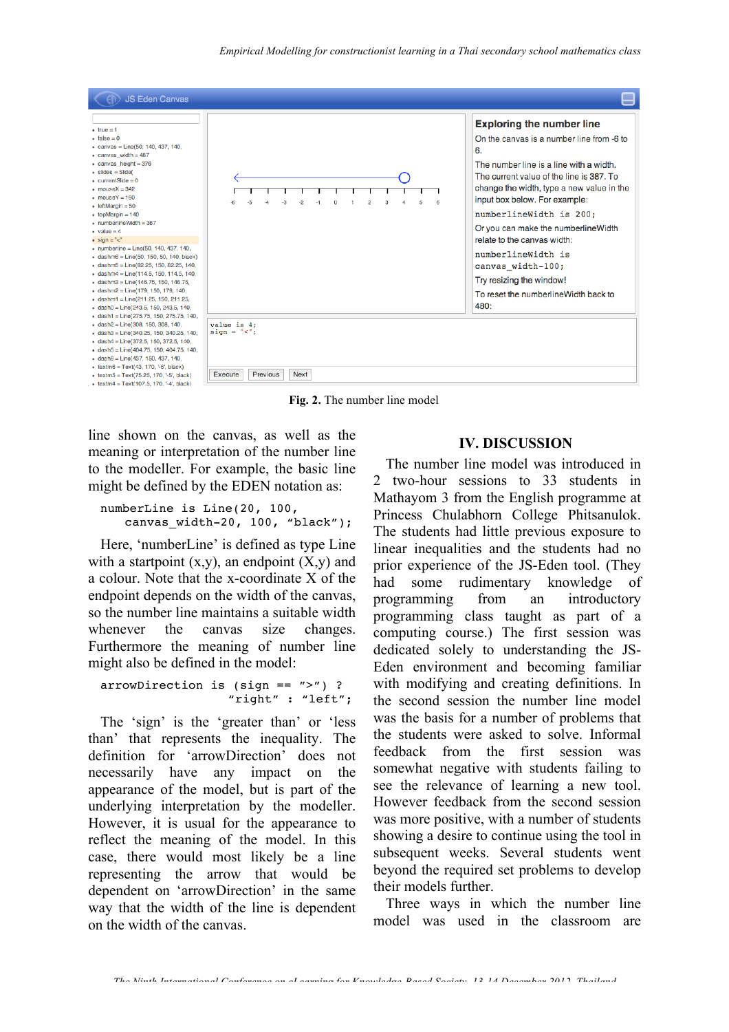Fig. 2. The number line model

line shown on the canvas, as well as the meaning or interpretation of the number line to the modeller. For example, the basic line might be defined by the EDEN notation as:

```
numberLine is Line(20, 100,
    canvas_width-20, 100, “black”);
```

Here, ‘numberLine’ is defined as type Line with a startpoint (x,y), an endpoint (X,y) and a colour. Note that the x-coordinate X of the endpoint depends on the width of the canvas, so the number line maintains a suitable width whenever the canvas size changes. Furthermore the meaning of number line might also be defined in the model:

```
arrowDirection is (sign == ">") ?
                   “right” : “left”;
```

The ‘sign’ is the ‘greater than’ or ‘less than’ that represents the inequality. The definition for ‘arrowDirection’ does not necessarily have any impact on the appearance of the model, but is part of the underlying interpretation by the modeller. However, it is usual for the appearance to reflect the meaning of the model. In this case, there would most likely be a line representing the arrow that would be dependent on ‘arrowDirection’ in the same way that the width of the line is dependent on the width of the canvas.

## IV. DISCUSSION

The number line model was introduced in 2 two-hour sessions to 33 students in Mathayom 3 from the English programme at Princess Chulabhorn College Phitsanulok. The students had little previous exposure to linear inequalities and the students had no prior experience of the JS-Eden tool. (They had some rudimentary knowledge of programming from an introductory programming class taught as part of a computing course.) The first session was dedicated solely to understanding the JS-Eden environment and becoming familiar with modifying and creating definitions. In the second session the number line model was the basis for a number of problems that the students were asked to solve. Informal feedback from the first session was somewhat negative with students failing to see the relevance of learning a new tool. However feedback from the second session was more positive, with a number of students showing a desire to continue using the tool in subsequent weeks. Several students went beyond the required set problems to develop their models further.

Three ways in which the number line model was used in the classroom are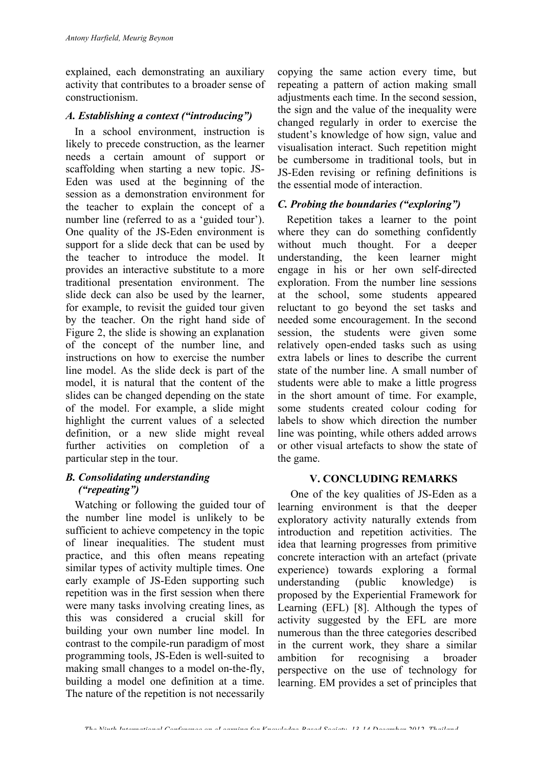explained, each demonstrating an auxiliary activity that contributes to a broader sense of constructionism.

### *A. Establishing a context ("introducing")*

In a school environment, instruction is likely to precede construction, as the learner needs a certain amount of support or scaffolding when starting a new topic. JS-Eden was used at the beginning of the session as a demonstration environment for the teacher to explain the concept of a number line (referred to as a 'guided tour'). One quality of the JS-Eden environment is support for a slide deck that can be used by the teacher to introduce the model. It provides an interactive substitute to a more traditional presentation environment. The slide deck can also be used by the learner, for example, to revisit the guided tour given by the teacher. On the right hand side of Figure 2, the slide is showing an explanation of the concept of the number line, and instructions on how to exercise the number line model. As the slide deck is part of the model, it is natural that the content of the slides can be changed depending on the state of the model. For example, a slide might highlight the current values of a selected definition, or a new slide might reveal further activities on completion of a particular step in the tour.

### *B. Consolidating understanding ("repeating")*

Watching or following the guided tour of the number line model is unlikely to be sufficient to achieve competency in the topic of linear inequalities. The student must practice, and this often means repeating similar types of activity multiple times. One early example of JS-Eden supporting such repetition was in the first session when there were many tasks involving creating lines, as this was considered a crucial skill for building your own number line model. In contrast to the compile-run paradigm of most programming tools, JS-Eden is well-suited to making small changes to a model on-the-fly, building a model one definition at a time. The nature of the repetition is not necessarily copying the same action every time, but repeating a pattern of action making small adjustments each time. In the second session, the sign and the value of the inequality were changed regularly in order to exercise the student's knowledge of how sign, value and visualisation interact. Such repetition might be cumbersome in traditional tools, but in JS-Eden revising or refining definitions is the essential mode of interaction.

### *C. Probing the boundaries ("exploring")*

Repetition takes a learner to the point where they can do something confidently without much thought. For a deeper understanding, the keen learner might engage in his or her own self-directed exploration. From the number line sessions at the school, some students appeared reluctant to go beyond the set tasks and needed some encouragement. In the second session, the students were given some relatively open-ended tasks such as using extra labels or lines to describe the current state of the number line. A small number of students were able to make a little progress in the short amount of time. For example, some students created colour coding for labels to show which direction the number line was pointing, while others added arrows or other visual artefacts to show the state of the game.

## V. CONCLUDING REMARKS

One of the key qualities of JS-Eden as a learning environment is that the deeper exploratory activity naturally extends from introduction and repetition activities. The idea that learning progresses from primitive concrete interaction with an artefact (private experience) towards exploring a formal understanding (public knowledge) is proposed by the Experiential Framework for Learning (EFL) [8]. Although the types of activity suggested by the EFL are more numerous than the three categories described in the current work, they share a similar ambition for recognising a broader perspective on the use of technology for learning. EM provides a set of principles that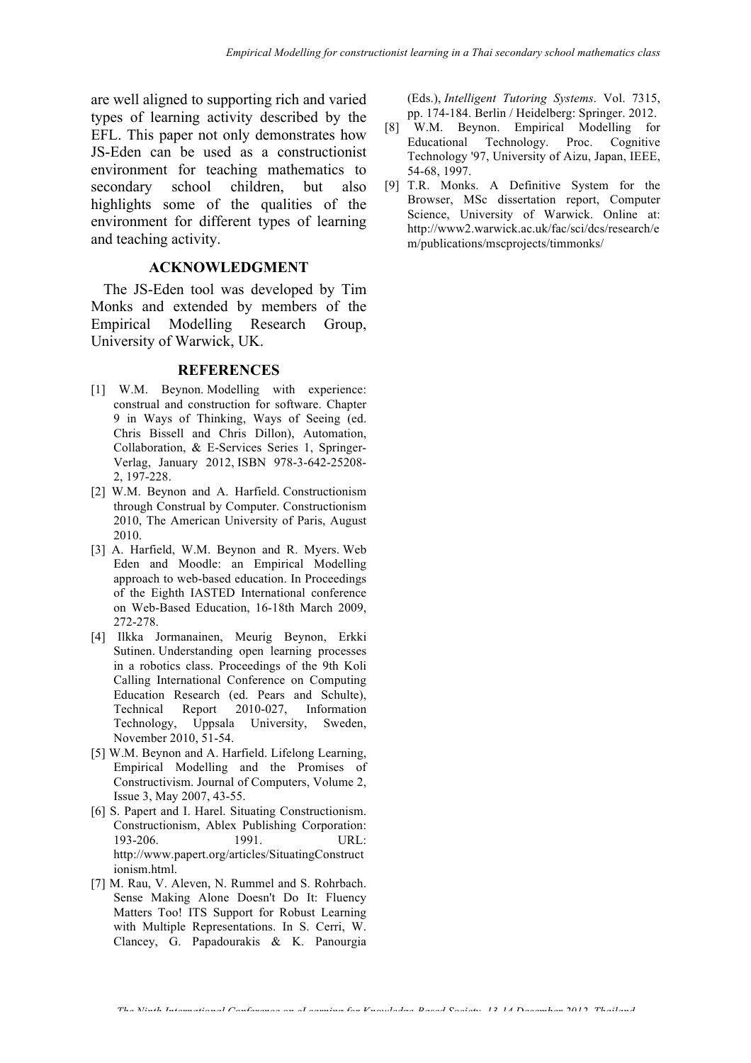are well aligned to supporting rich and varied types of learning activity described by the EFL. This paper not only demonstrates how JS-Eden can be used as a constructionist environment for teaching mathematics to secondary school children, but also highlights some of the qualities of the environment for different types of learning and teaching activity.

## ACKNOWLEDGMENT

The JS-Eden tool was developed by Tim Monks and extended by members of the Empirical Modelling Research Group, University of Warwick, UK.

## REFERENCES

[1] W.M. Beynon. Modelling with experience: construal and construction for software. Chapter 9 in Ways of Thinking, Ways of Seeing (ed. Chris Bissell and Chris Dillon), Automation, Collaboration, & E-Services Series 1, Springer-Verlag, January 2012, ISBN 978-3-642-25208-2, 197-228.

[2] W.M. Beynon and A. Harfield. Constructionism through Construal by Computer. Constructionism 2010, The American University of Paris, August 2010.

[3] A. Harfield, W.M. Beynon and R. Myers. Web Eden and Moodle: an Empirical Modelling approach to web-based education. In Proceedings of the Eighth IASTED International conference on Web-Based Education, 16-18th March 2009, 272-278.

[4] Ilkka Jormanainen, Meurig Beynon, Erkki Sutinen. Understanding open learning processes in a robotics class. Proceedings of the 9th Koli Calling International Conference on Computing Education Research (ed. Pears and Schulte), Technical Report 2010-027, Information Technology, Uppsala University, Sweden, November 2010, 51-54.

[5] W.M. Beynon and A. Harfield. Lifelong Learning, Empirical Modelling and the Promises of Constructivism. Journal of Computers, Volume 2, Issue 3, May 2007, 43-55.

[6] S. Papert and I. Harel. Situating Constructionism. Constructionism, Ablex Publishing Corporation: 193-206. 1991. URL: http://www.papert.org/articles/SituatingConstructionism.html.

[7] M. Rau, V. Aleven, N. Rummel and S. Rohrbach. Sense Making Alone Doesn't Do It: Fluency Matters Too! ITS Support for Robust Learning with Multiple Representations. In S. Cerri, W. Clancey, G. Papadourakis & K. Panourgia (Eds.), *Intelligent Tutoring Systems*. Vol. 7315, pp. 174-184. Berlin / Heidelberg: Springer. 2012.

[8] W.M. Beynon. Empirical Modelling for Educational Technology. Proc. Cognitive Technology '97, University of Aizu, Japan, IEEE, 54-68, 1997.

[9] T.R. Monks. A Definitive System for the Browser, MSc dissertation report, Computer Science, University of Warwick. Online at: http://www2.warwick.ac.uk/fac/sci/dcs/research/em/publications/mscprojects/timmonks/